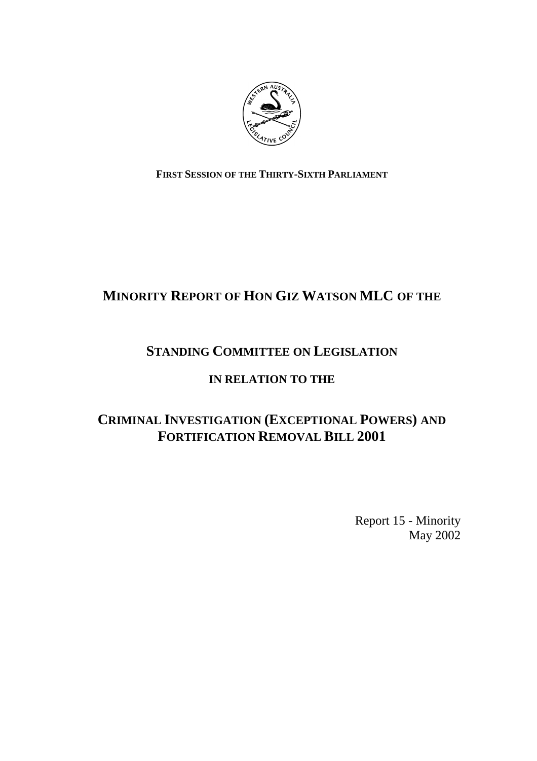**FIRST SESSION OF THE THIRTY-SIXTH PARLIAMENT**

# MINORITY REPORT OF HON GIZ WATSON MLC OF THE

# STANDING COMMITTEE ON LEGISLATION

## IN RELATION TO THE

# CRIMINAL INVESTIGATION (EXCEPTIONAL POWERS) AND FORTIFICATION REMOVAL BILL 2001

Report 15 - Minority
May 2002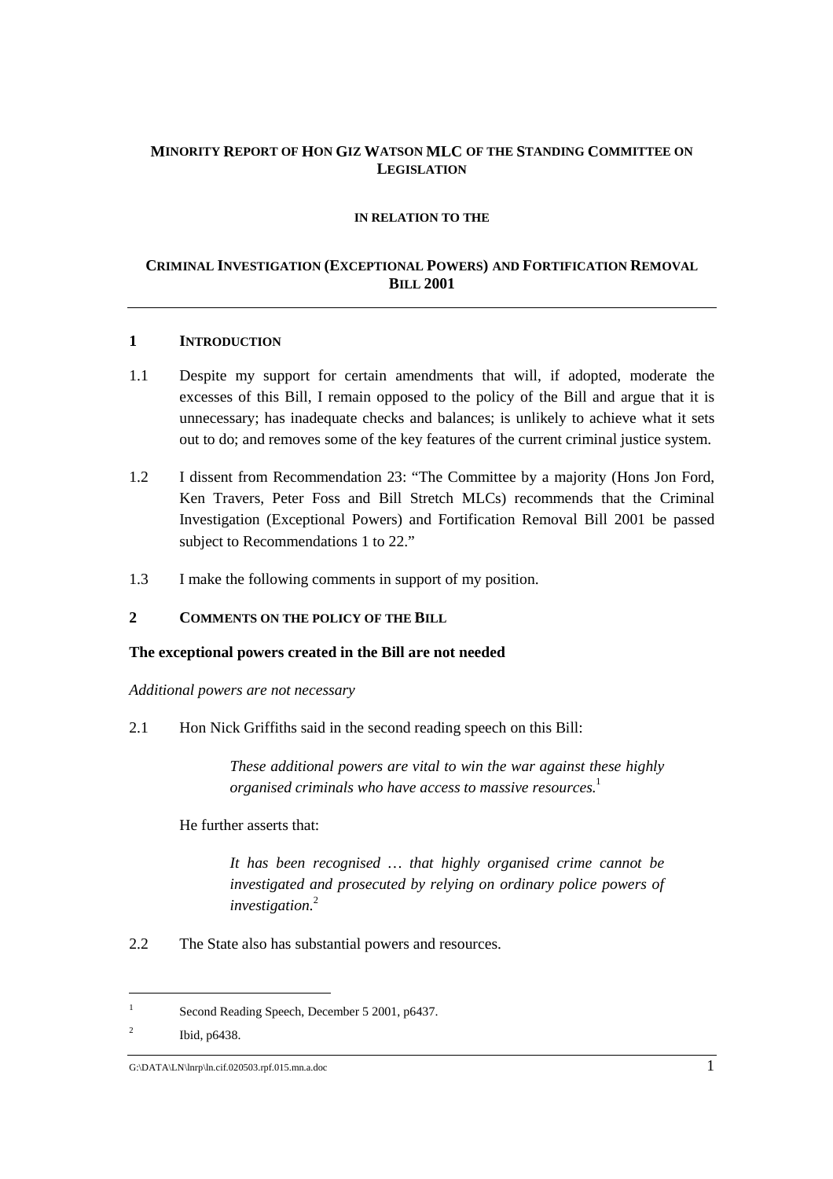**MINORITY REPORT OF HON GIZ WATSON MLC OF THE STANDING COMMITTEE ON LEGISLATION**

**IN RELATION TO THE**

**CRIMINAL INVESTIGATION (EXCEPTIONAL POWERS) AND FORTIFICATION REMOVAL BILL 2001**

---

## 1 INTRODUCTION

1.1 Despite my support for certain amendments that will, if adopted, moderate the excesses of this Bill, I remain opposed to the policy of the Bill and argue that it is unnecessary; has inadequate checks and balances; is unlikely to achieve what it sets out to do; and removes some of the key features of the current criminal justice system.

1.2 I dissent from Recommendation 23: "The Committee by a majority (Hons Jon Ford, Ken Travers, Peter Foss and Bill Stretch MLCs) recommends that the Criminal Investigation (Exceptional Powers) and Fortification Removal Bill 2001 be passed subject to Recommendations 1 to 22."

1.3 I make the following comments in support of my position.

## 2 COMMENTS ON THE POLICY OF THE BILL

### The exceptional powers created in the Bill are not needed

*Additional powers are not necessary*

2.1 Hon Nick Griffiths said in the second reading speech on this Bill:

> *These additional powers are vital to win the war against these highly organised criminals who have access to massive resources.*[1]

He further asserts that:

> *It has been recognised … that highly organised crime cannot be investigated and prosecuted by relying on ordinary police powers of investigation.*[2]

2.2 The State also has substantial powers and resources.

---

[1] Second Reading Speech, December 5 2001, p6437.

[2] Ibid, p6438.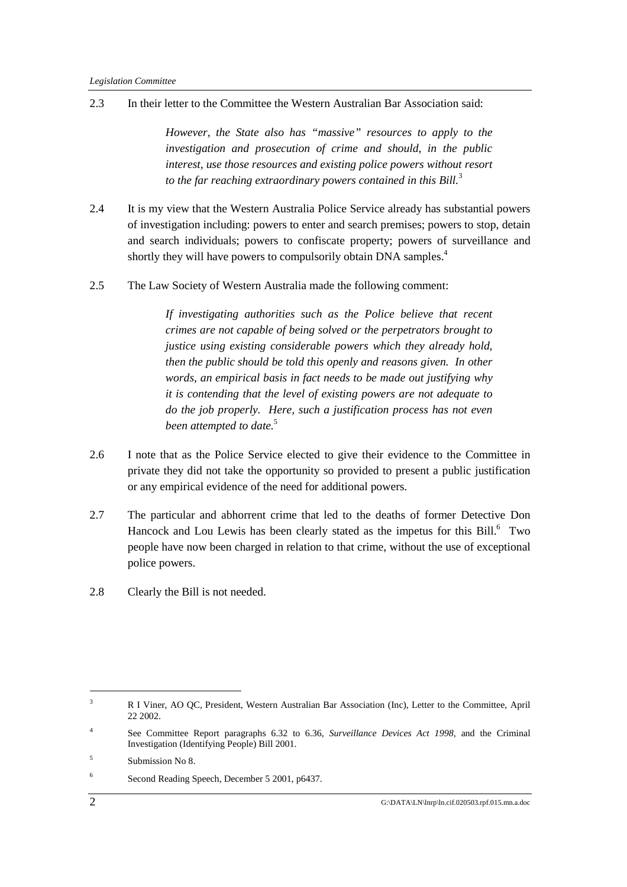2.3 In their letter to the Committee the Western Australian Bar Association said:

> *However, the State also has "massive" resources to apply to the investigation and prosecution of crime and should, in the public interest, use those resources and existing police powers without resort to the far reaching extraordinary powers contained in this Bill.*[3]

2.4 It is my view that the Western Australia Police Service already has substantial powers of investigation including: powers to enter and search premises; powers to stop, detain and search individuals; powers to confiscate property; powers of surveillance and shortly they will have powers to compulsorily obtain DNA samples.[4]

2.5 The Law Society of Western Australia made the following comment:

> *If investigating authorities such as the Police believe that recent crimes are not capable of being solved or the perpetrators brought to justice using existing considerable powers which they already hold, then the public should be told this openly and reasons given. In other words, an empirical basis in fact needs to be made out justifying why it is contending that the level of existing powers are not adequate to do the job properly. Here, such a justification process has not even been attempted to date.*[5]

2.6 I note that as the Police Service elected to give their evidence to the Committee in private they did not take the opportunity so provided to present a public justification or any empirical evidence of the need for additional powers.

2.7 The particular and abhorrent crime that led to the deaths of former Detective Don Hancock and Lou Lewis has been clearly stated as the impetus for this Bill.[6] Two people have now been charged in relation to that crime, without the use of exceptional police powers.

2.8 Clearly the Bill is not needed.

---

[3] R I Viner, AO QC, President, Western Australian Bar Association (Inc), Letter to the Committee, April 22 2002.

[4] See Committee Report paragraphs 6.32 to 6.36, *Surveillance Devices Act 1998*, and the Criminal Investigation (Identifying People) Bill 2001.

[5] Submission No 8.

[6] Second Reading Speech, December 5 2001, p6437.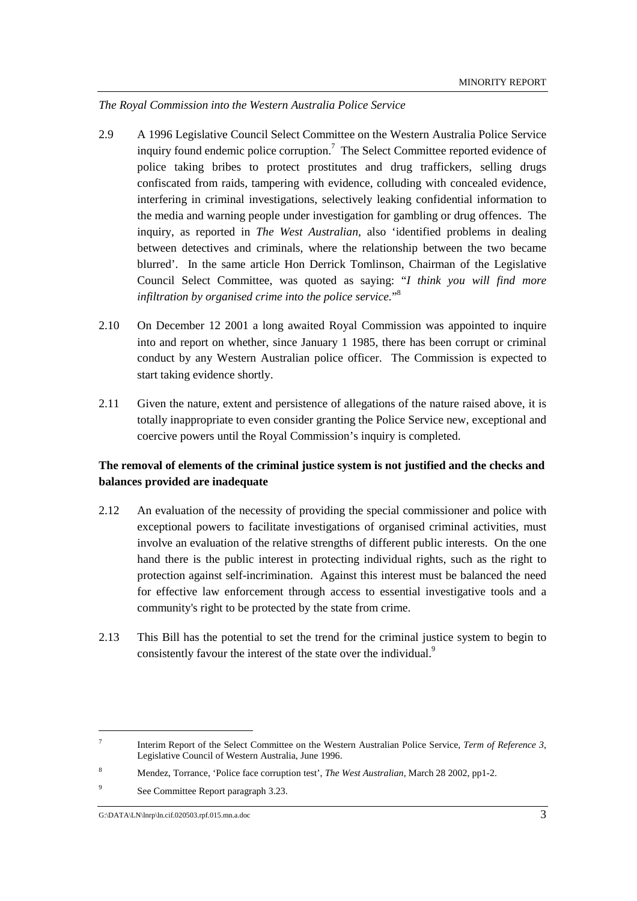*The Royal Commission into the Western Australia Police Service*

2.9 A 1996 Legislative Council Select Committee on the Western Australia Police Service inquiry found endemic police corruption.[7] The Select Committee reported evidence of police taking bribes to protect prostitutes and drug traffickers, selling drugs confiscated from raids, tampering with evidence, colluding with concealed evidence, interfering in criminal investigations, selectively leaking confidential information to the media and warning people under investigation for gambling or drug offences. The inquiry, as reported in *The West Australian*, also 'identified problems in dealing between detectives and criminals, where the relationship between the two became blurred'. In the same article Hon Derrick Tomlinson, Chairman of the Legislative Council Select Committee, was quoted as saying: "*I think you will find more infiltration by organised crime into the police service.*"[8]

2.10 On December 12 2001 a long awaited Royal Commission was appointed to inquire into and report on whether, since January 1 1985, there has been corrupt or criminal conduct by any Western Australian police officer. The Commission is expected to start taking evidence shortly.

2.11 Given the nature, extent and persistence of allegations of the nature raised above, it is totally inappropriate to even consider granting the Police Service new, exceptional and coercive powers until the Royal Commission's inquiry is completed.

**The removal of elements of the criminal justice system is not justified and the checks and balances provided are inadequate**

2.12 An evaluation of the necessity of providing the special commissioner and police with exceptional powers to facilitate investigations of organised criminal activities, must involve an evaluation of the relative strengths of different public interests. On the one hand there is the public interest in protecting individual rights, such as the right to protection against self-incrimination. Against this interest must be balanced the need for effective law enforcement through access to essential investigative tools and a community's right to be protected by the state from crime.

2.13 This Bill has the potential to set the trend for the criminal justice system to begin to consistently favour the interest of the state over the individual.[9]

---

[7] Interim Report of the Select Committee on the Western Australian Police Service, *Term of Reference 3*, Legislative Council of Western Australia, June 1996.

[8] Mendez, Torrance, 'Police face corruption test', *The West Australian*, March 28 2002, pp1-2.

[9] See Committee Report paragraph 3.23.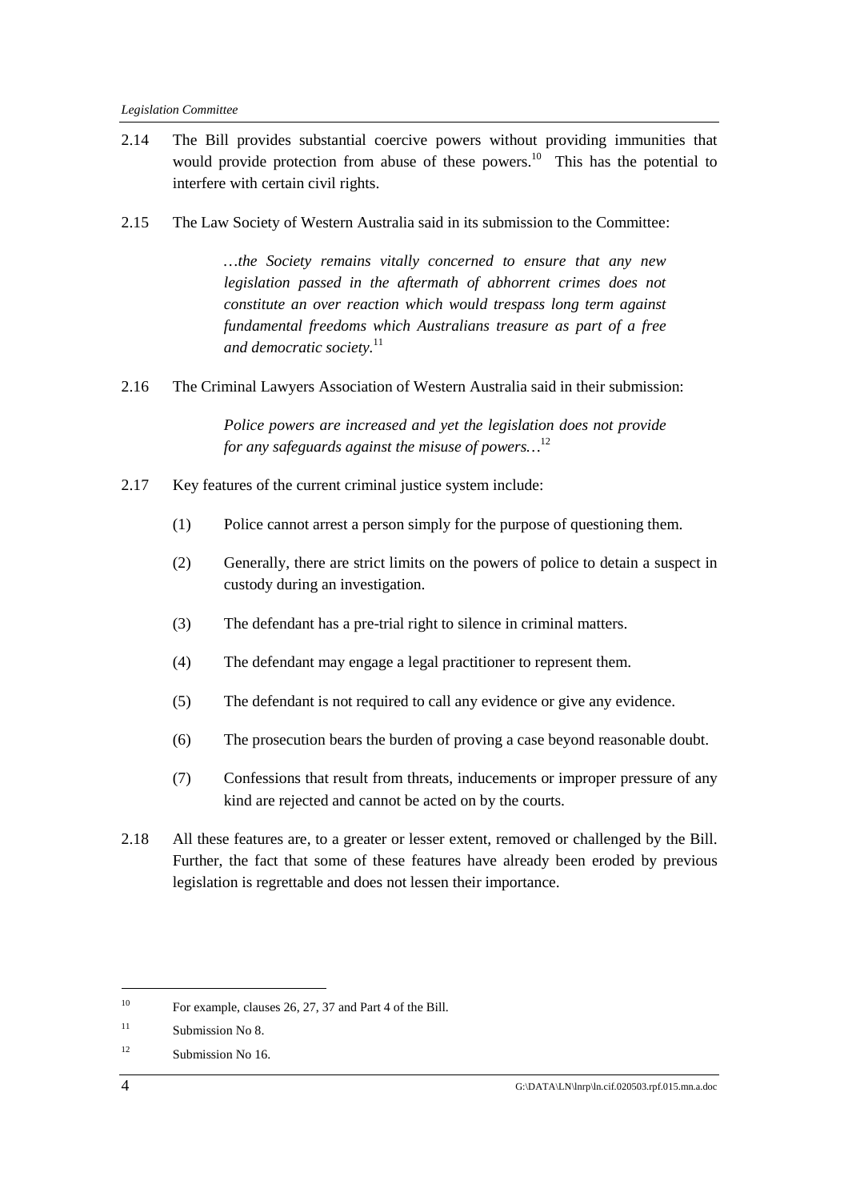2.14 The Bill provides substantial coercive powers without providing immunities that would provide protection from abuse of these powers.[10] This has the potential to interfere with certain civil rights.

2.15 The Law Society of Western Australia said in its submission to the Committee:

> *…the Society remains vitally concerned to ensure that any new legislation passed in the aftermath of abhorrent crimes does not constitute an over reaction which would trespass long term against fundamental freedoms which Australians treasure as part of a free and democratic society.*[11]

2.16 The Criminal Lawyers Association of Western Australia said in their submission:

> *Police powers are increased and yet the legislation does not provide for any safeguards against the misuse of powers…*[12]

2.17 Key features of the current criminal justice system include:

(1) Police cannot arrest a person simply for the purpose of questioning them.

(2) Generally, there are strict limits on the powers of police to detain a suspect in custody during an investigation.

(3) The defendant has a pre-trial right to silence in criminal matters.

(4) The defendant may engage a legal practitioner to represent them.

(5) The defendant is not required to call any evidence or give any evidence.

(6) The prosecution bears the burden of proving a case beyond reasonable doubt.

(7) Confessions that result from threats, inducements or improper pressure of any kind are rejected and cannot be acted on by the courts.

2.18 All these features are, to a greater or lesser extent, removed or challenged by the Bill. Further, the fact that some of these features have already been eroded by previous legislation is regrettable and does not lessen their importance.

---

[10] For example, clauses 26, 27, 37 and Part 4 of the Bill.

[11] Submission No 8.

[12] Submission No 16.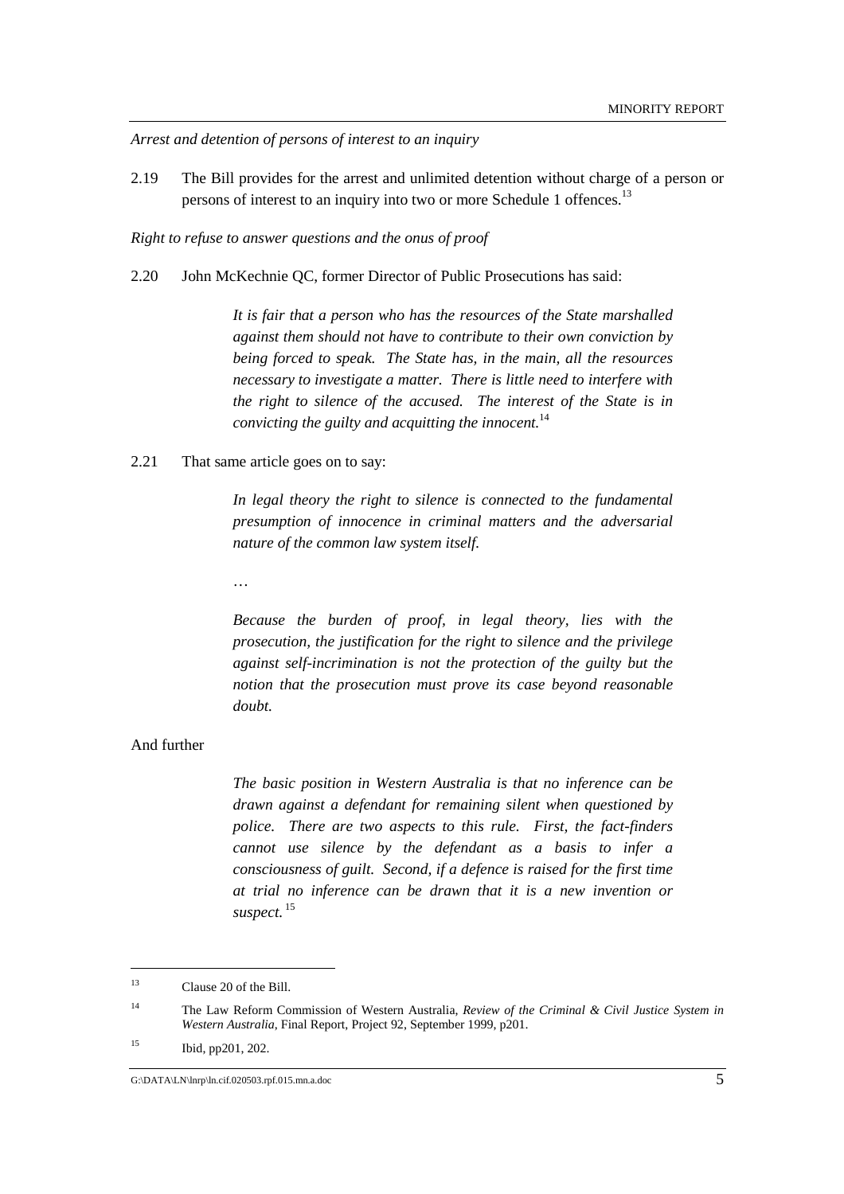*Arrest and detention of persons of interest to an inquiry*

2.19 The Bill provides for the arrest and unlimited detention without charge of a person or persons of interest to an inquiry into two or more Schedule 1 offences.[13]

*Right to refuse to answer questions and the onus of proof*

2.20 John McKechnie QC, former Director of Public Prosecutions has said:

> *It is fair that a person who has the resources of the State marshalled against them should not have to contribute to their own conviction by being forced to speak. The State has, in the main, all the resources necessary to investigate a matter. There is little need to interfere with the right to silence of the accused. The interest of the State is in convicting the guilty and acquitting the innocent.*[14]

2.21 That same article goes on to say:

> *In legal theory the right to silence is connected to the fundamental presumption of innocence in criminal matters and the adversarial nature of the common law system itself.*
>
> …
>
> *Because the burden of proof, in legal theory, lies with the prosecution, the justification for the right to silence and the privilege against self-incrimination is not the protection of the guilty but the notion that the prosecution must prove its case beyond reasonable doubt.*

And further

> *The basic position in Western Australia is that no inference can be drawn against a defendant for remaining silent when questioned by police. There are two aspects to this rule. First, the fact-finders cannot use silence by the defendant as a basis to infer a consciousness of guilt. Second, if a defence is raised for the first time at trial no inference can be drawn that it is a new invention or suspect.*[15]

---

[13] Clause 20 of the Bill.

[14] The Law Reform Commission of Western Australia, *Review of the Criminal & Civil Justice System in Western Australia*, Final Report, Project 92, September 1999, p201.

[15] Ibid, pp201, 202.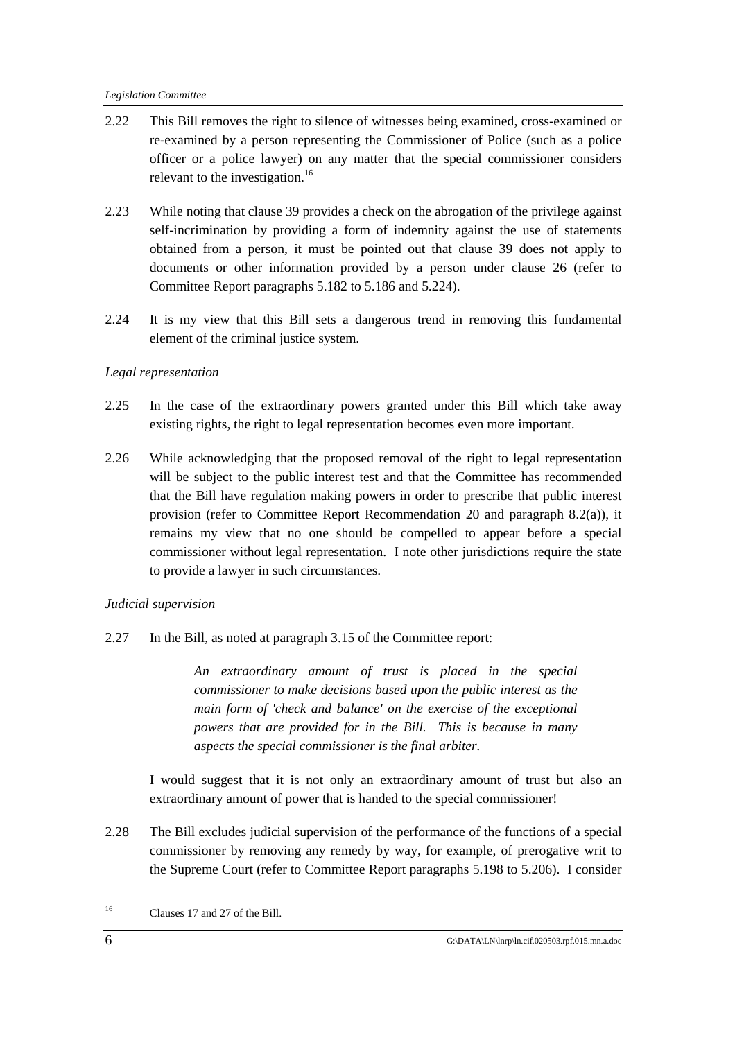2.22 This Bill removes the right to silence of witnesses being examined, cross-examined or re-examined by a person representing the Commissioner of Police (such as a police officer or a police lawyer) on any matter that the special commissioner considers relevant to the investigation.[16]

2.23 While noting that clause 39 provides a check on the abrogation of the privilege against self-incrimination by providing a form of indemnity against the use of statements obtained from a person, it must be pointed out that clause 39 does not apply to documents or other information provided by a person under clause 26 (refer to Committee Report paragraphs 5.182 to 5.186 and 5.224).

2.24 It is my view that this Bill sets a dangerous trend in removing this fundamental element of the criminal justice system.

*Legal representation*

2.25 In the case of the extraordinary powers granted under this Bill which take away existing rights, the right to legal representation becomes even more important.

2.26 While acknowledging that the proposed removal of the right to legal representation will be subject to the public interest test and that the Committee has recommended that the Bill have regulation making powers in order to prescribe that public interest provision (refer to Committee Report Recommendation 20 and paragraph 8.2(a)), it remains my view that no one should be compelled to appear before a special commissioner without legal representation. I note other jurisdictions require the state to provide a lawyer in such circumstances.

*Judicial supervision*

2.27 In the Bill, as noted at paragraph 3.15 of the Committee report:

> *An extraordinary amount of trust is placed in the special commissioner to make decisions based upon the public interest as the main form of 'check and balance' on the exercise of the exceptional powers that are provided for in the Bill. This is because in many aspects the special commissioner is the final arbiter.*

I would suggest that it is not only an extraordinary amount of trust but also an extraordinary amount of power that is handed to the special commissioner!

2.28 The Bill excludes judicial supervision of the performance of the functions of a special commissioner by removing any remedy by way, for example, of prerogative writ to the Supreme Court (refer to Committee Report paragraphs 5.198 to 5.206). I consider

---

[16] Clauses 17 and 27 of the Bill.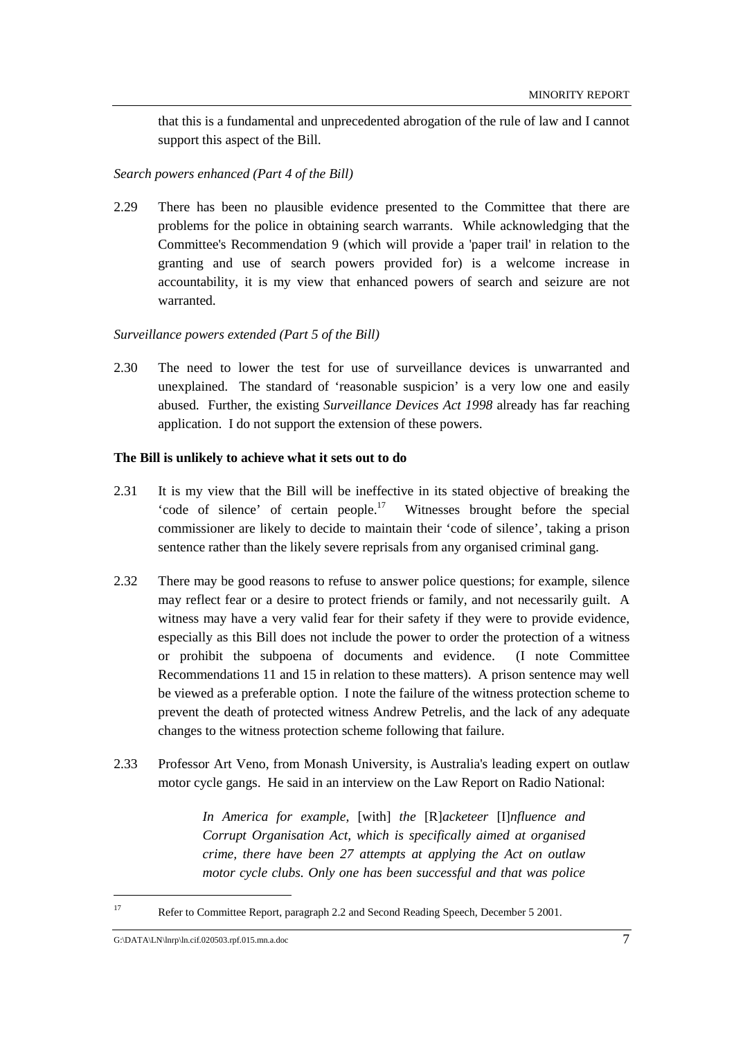that this is a fundamental and unprecedented abrogation of the rule of law and I cannot support this aspect of the Bill.

*Search powers enhanced (Part 4 of the Bill)*

2.29 There has been no plausible evidence presented to the Committee that there are problems for the police in obtaining search warrants. While acknowledging that the Committee's Recommendation 9 (which will provide a 'paper trail' in relation to the granting and use of search powers provided for) is a welcome increase in accountability, it is my view that enhanced powers of search and seizure are not warranted.

*Surveillance powers extended (Part 5 of the Bill)*

2.30 The need to lower the test for use of surveillance devices is unwarranted and unexplained. The standard of 'reasonable suspicion' is a very low one and easily abused. Further, the existing *Surveillance Devices Act 1998* already has far reaching application. I do not support the extension of these powers.

**The Bill is unlikely to achieve what it sets out to do**

2.31 It is my view that the Bill will be ineffective in its stated objective of breaking the 'code of silence' of certain people.[17] Witnesses brought before the special commissioner are likely to decide to maintain their 'code of silence', taking a prison sentence rather than the likely severe reprisals from any organised criminal gang.

2.32 There may be good reasons to refuse to answer police questions; for example, silence may reflect fear or a desire to protect friends or family, and not necessarily guilt. A witness may have a very valid fear for their safety if they were to provide evidence, especially as this Bill does not include the power to order the protection of a witness or prohibit the subpoena of documents and evidence. (I note Committee Recommendations 11 and 15 in relation to these matters). A prison sentence may well be viewed as a preferable option. I note the failure of the witness protection scheme to prevent the death of protected witness Andrew Petrelis, and the lack of any adequate changes to the witness protection scheme following that failure.

2.33 Professor Art Veno, from Monash University, is Australia's leading expert on outlaw motor cycle gangs. He said in an interview on the Law Report on Radio National:

> *In America for example,* [with] *the* [R]*acketeer* [I]*nfluence and Corrupt Organisation Act, which is specifically aimed at organised crime, there have been 27 attempts at applying the Act on outlaw motor cycle clubs. Only one has been successful and that was police*

---

[17] Refer to Committee Report, paragraph 2.2 and Second Reading Speech, December 5 2001.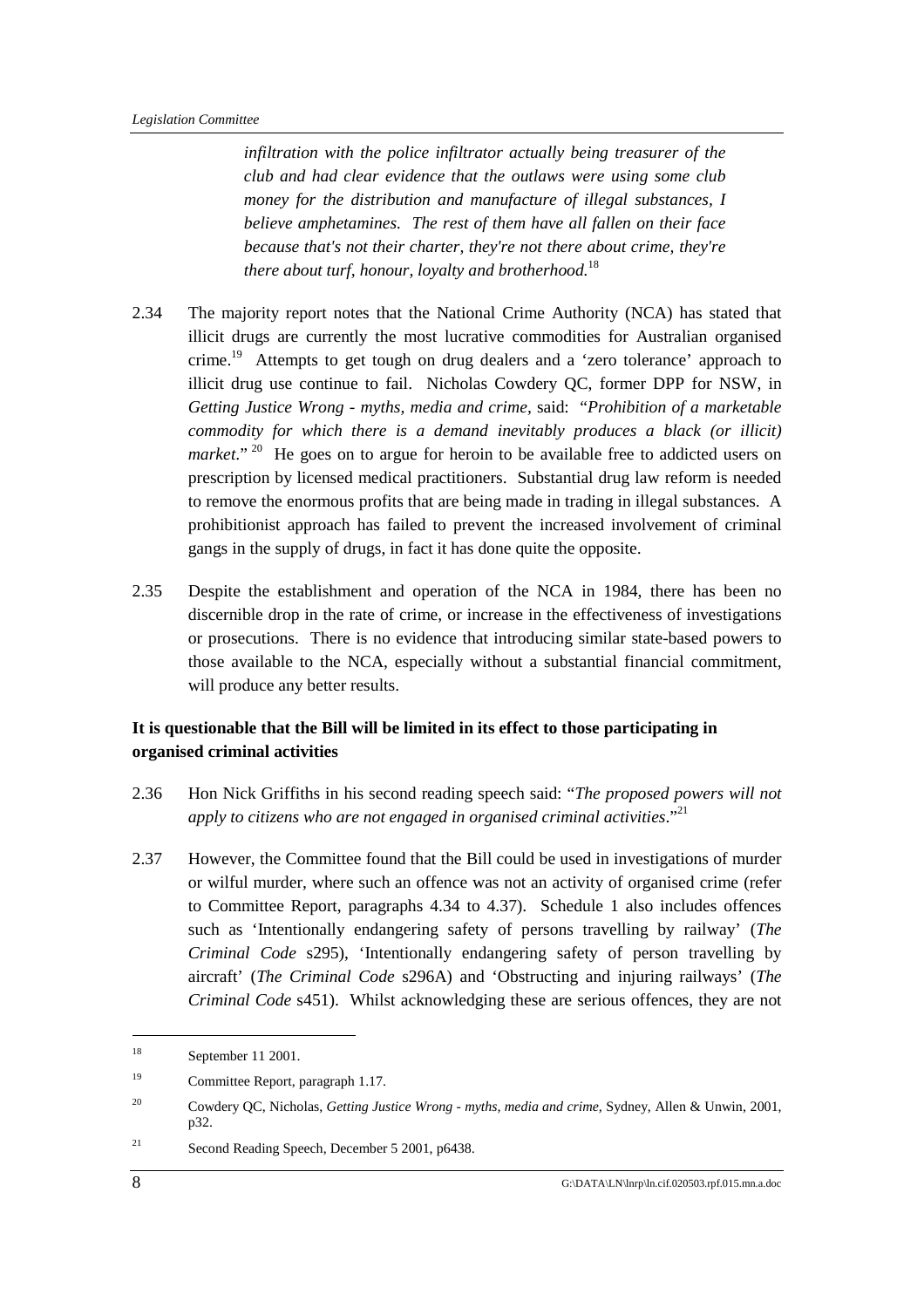> *infiltration with the police infiltrator actually being treasurer of the club and had clear evidence that the outlaws were using some club money for the distribution and manufacture of illegal substances, I believe amphetamines. The rest of them have all fallen on their face because that's not their charter, they're not there about crime, they're there about turf, honour, loyalty and brotherhood.*[18]

2.34 The majority report notes that the National Crime Authority (NCA) has stated that illicit drugs are currently the most lucrative commodities for Australian organised crime.[19] Attempts to get tough on drug dealers and a 'zero tolerance' approach to illicit drug use continue to fail. Nicholas Cowdery QC, former DPP for NSW, in *Getting Justice Wrong - myths, media and crime*, said: "*Prohibition of a marketable commodity for which there is a demand inevitably produces a black (or illicit) market*."[20] He goes on to argue for heroin to be available free to addicted users on prescription by licensed medical practitioners. Substantial drug law reform is needed to remove the enormous profits that are being made in trading in illegal substances. A prohibitionist approach has failed to prevent the increased involvement of criminal gangs in the supply of drugs, in fact it has done quite the opposite.

2.35 Despite the establishment and operation of the NCA in 1984, there has been no discernible drop in the rate of crime, or increase in the effectiveness of investigations or prosecutions. There is no evidence that introducing similar state-based powers to those available to the NCA, especially without a substantial financial commitment, will produce any better results.

**It is questionable that the Bill will be limited in its effect to those participating in organised criminal activities**

2.36 Hon Nick Griffiths in his second reading speech said: "*The proposed powers will not apply to citizens who are not engaged in organised criminal activities*."[21]

2.37 However, the Committee found that the Bill could be used in investigations of murder or wilful murder, where such an offence was not an activity of organised crime (refer to Committee Report, paragraphs 4.34 to 4.37). Schedule 1 also includes offences such as 'Intentionally endangering safety of persons travelling by railway' (*The Criminal Code* s295), 'Intentionally endangering safety of person travelling by aircraft' (*The Criminal Code* s296A) and 'Obstructing and injuring railways' (*The Criminal Code* s451). Whilst acknowledging these are serious offences, they are not

---

[18] September 11 2001.

[19] Committee Report, paragraph 1.17.

[20] Cowdery QC, Nicholas, *Getting Justice Wrong - myths, media and crime*, Sydney, Allen & Unwin, 2001, p32.

[21] Second Reading Speech, December 5 2001, p6438.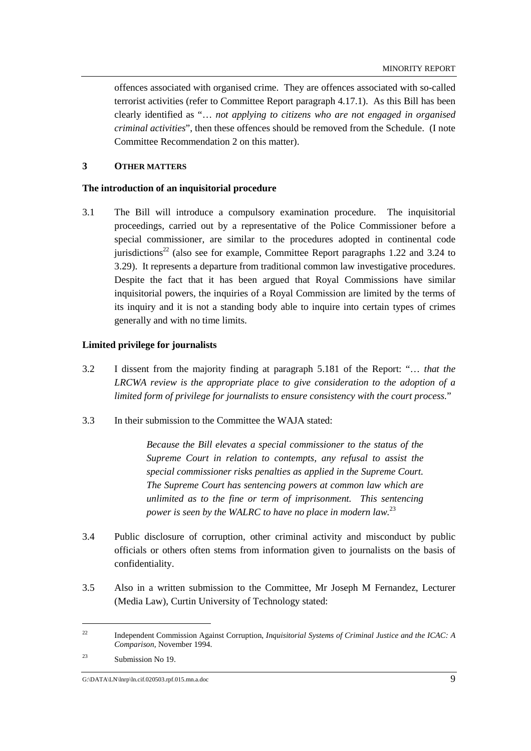offences associated with organised crime. They are offences associated with so-called terrorist activities (refer to Committee Report paragraph 4.17.1). As this Bill has been clearly identified as "… *not applying to citizens who are not engaged in organised criminal activities*", then these offences should be removed from the Schedule. (I note Committee Recommendation 2 on this matter).

## 3 OTHER MATTERS

### The introduction of an inquisitorial procedure

3.1 The Bill will introduce a compulsory examination procedure. The inquisitorial proceedings, carried out by a representative of the Police Commissioner before a special commissioner, are similar to the procedures adopted in continental code jurisdictions[22] (also see for example, Committee Report paragraphs 1.22 and 3.24 to 3.29). It represents a departure from traditional common law investigative procedures. Despite the fact that it has been argued that Royal Commissions have similar inquisitorial powers, the inquiries of a Royal Commission are limited by the terms of its inquiry and it is not a standing body able to inquire into certain types of crimes generally and with no time limits.

### Limited privilege for journalists

3.2 I dissent from the majority finding at paragraph 5.181 of the Report: "… *that the LRCWA review is the appropriate place to give consideration to the adoption of a limited form of privilege for journalists to ensure consistency with the court process.*"

3.3 In their submission to the Committee the WAJA stated:

> *Because the Bill elevates a special commissioner to the status of the Supreme Court in relation to contempts, any refusal to assist the special commissioner risks penalties as applied in the Supreme Court. The Supreme Court has sentencing powers at common law which are unlimited as to the fine or term of imprisonment. This sentencing power is seen by the WALRC to have no place in modern law.*[23]

3.4 Public disclosure of corruption, other criminal activity and misconduct by public officials or others often stems from information given to journalists on the basis of confidentiality.

3.5 Also in a written submission to the Committee, Mr Joseph M Fernandez, Lecturer (Media Law), Curtin University of Technology stated:

---

22 Independent Commission Against Corruption, *Inquisitorial Systems of Criminal Justice and the ICAC: A Comparison*, November 1994.

23 Submission No 19.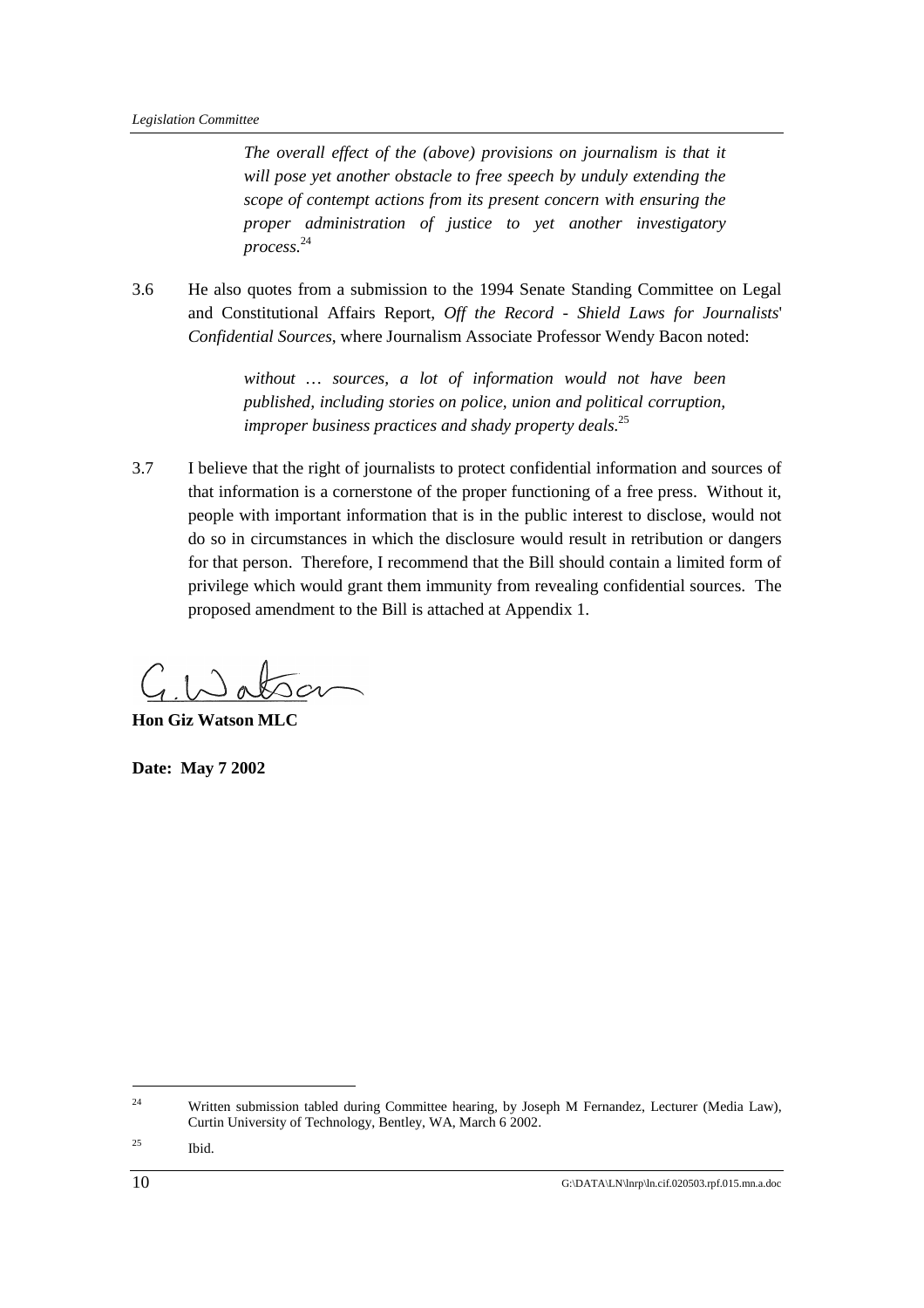> *The overall effect of the (above) provisions on journalism is that it will pose yet another obstacle to free speech by unduly extending the scope of contempt actions from its present concern with ensuring the proper administration of justice to yet another investigatory process.*[24]

3.6 He also quotes from a submission to the 1994 Senate Standing Committee on Legal and Constitutional Affairs Report, *Off the Record - Shield Laws for Journalists' Confidential Sources*, where Journalism Associate Professor Wendy Bacon noted:

> *without … sources, a lot of information would not have been published, including stories on police, union and political corruption, improper business practices and shady property deals.*[25]

3.7 I believe that the right of journalists to protect confidential information and sources of that information is a cornerstone of the proper functioning of a free press. Without it, people with important information that is in the public interest to disclose, would not do so in circumstances in which the disclosure would result in retribution or dangers for that person. Therefore, I recommend that the Bill should contain a limited form of privilege which would grant them immunity from revealing confidential sources. The proposed amendment to the Bill is attached at Appendix 1.

G. Watson

**Hon Giz Watson MLC**

**Date: May 7 2002**

---

[24] Written submission tabled during Committee hearing, by Joseph M Fernandez, Lecturer (Media Law), Curtin University of Technology, Bentley, WA, March 6 2002.

[25] Ibid.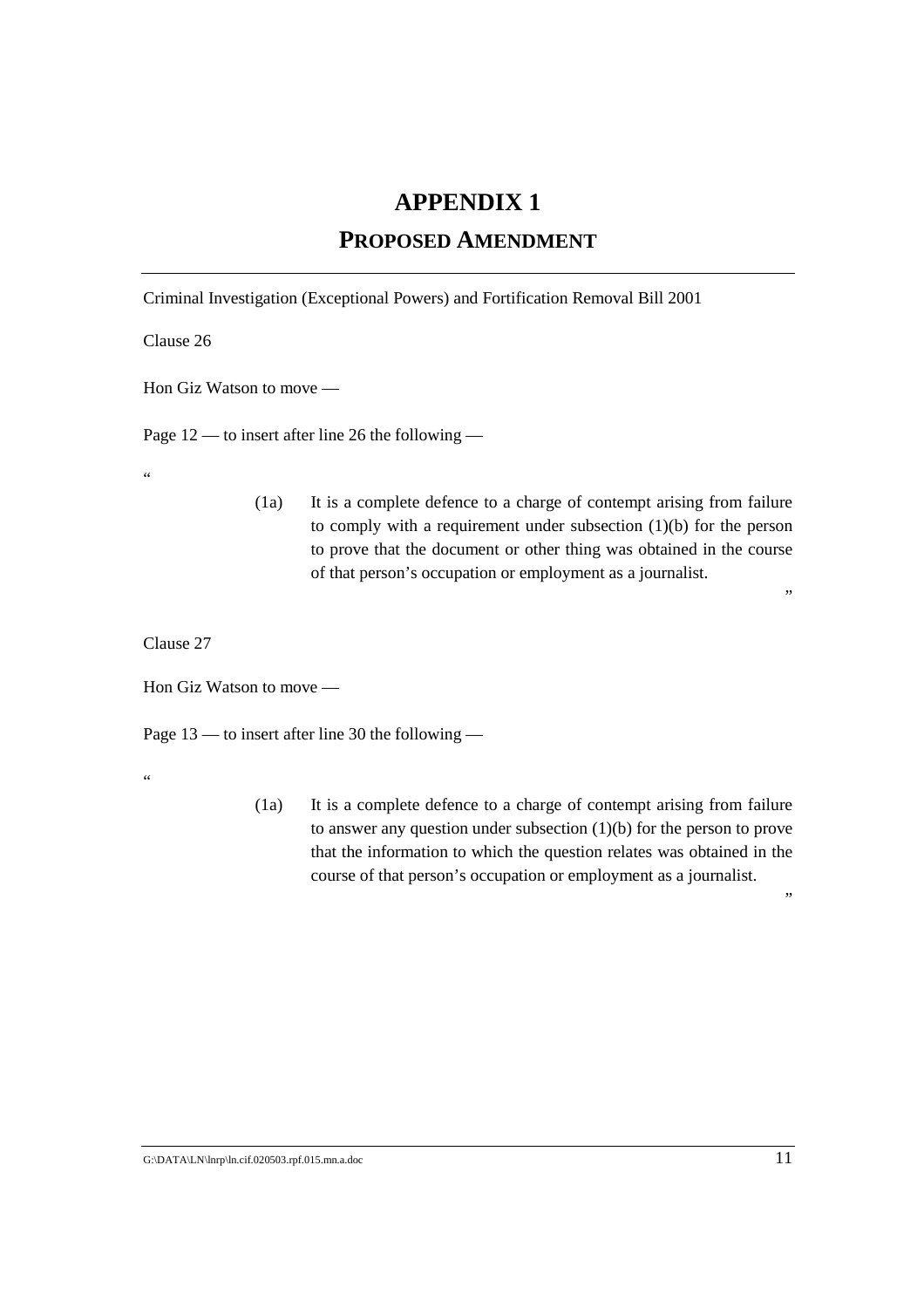# APPENDIX 1

## PROPOSED AMENDMENT

---

Criminal Investigation (Exceptional Powers) and Fortification Removal Bill 2001

Clause 26

Hon Giz Watson to move —

Page 12 — to insert after line 26 the following —

"

(1a) It is a complete defence to a charge of contempt arising from failure to comply with a requirement under subsection (1)(b) for the person to prove that the document or other thing was obtained in the course of that person's occupation or employment as a journalist.

"

Clause 27

Hon Giz Watson to move —

Page 13 — to insert after line 30 the following —

"

(1a) It is a complete defence to a charge of contempt arising from failure to answer any question under subsection (1)(b) for the person to prove that the information to which the question relates was obtained in the course of that person's occupation or employment as a journalist.

"